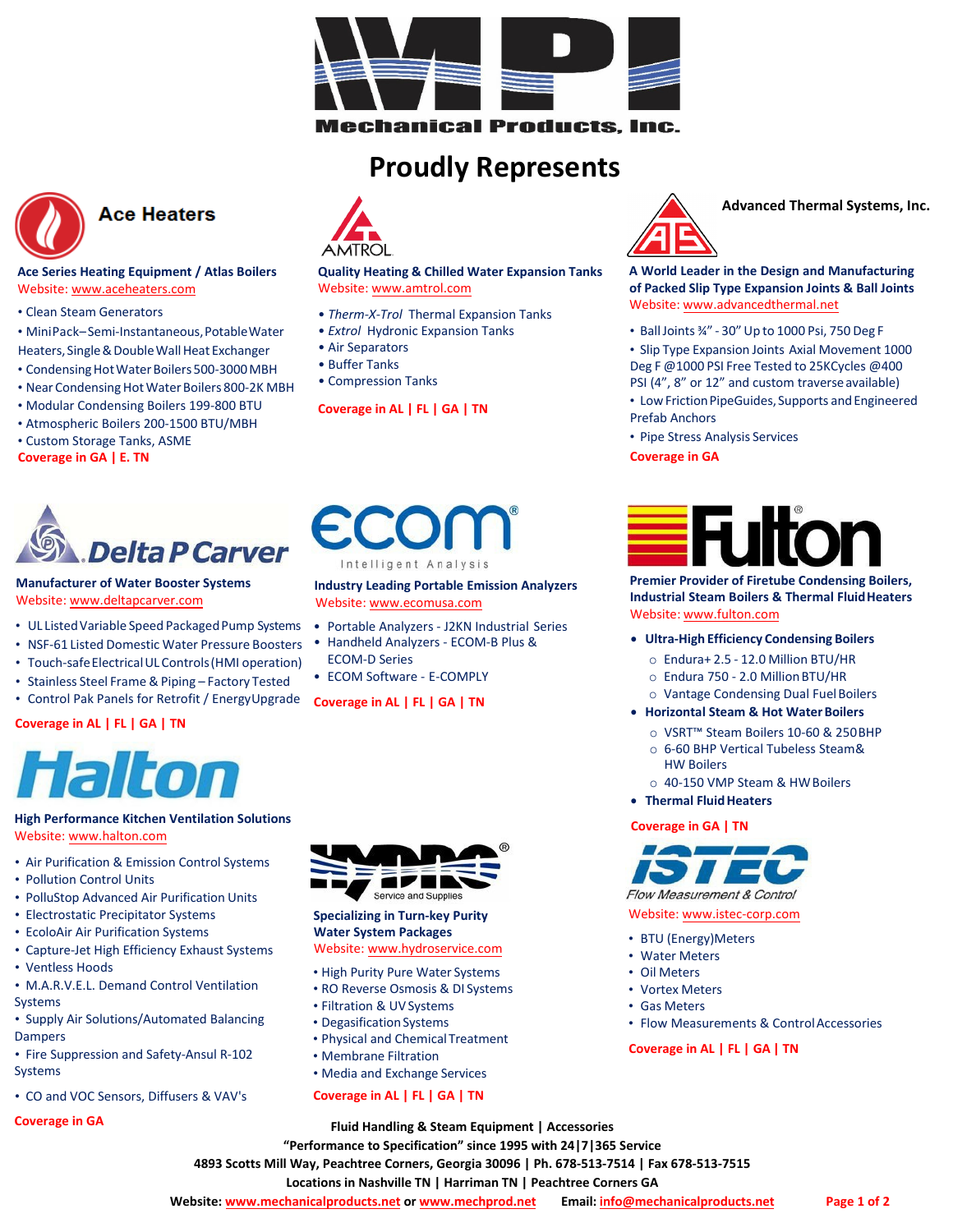# Mechanical Products, Inc.

## Proudly Represents

### Ace Heaters

**Ace Series Heating Equipment / Atlas Boilers**
Website: www.aceheaters.com

- Clean Steam Generators
- MiniPack–Semi-Instantaneous, Potable Water Heaters, Single & Double Wall Heat Exchanger
- Condensing Hot Water Boilers 500-3000 MBH
- Near Condensing Hot Water Boilers 800-2K MBH
- Modular Condensing Boilers 199-800 BTU
- Atmospheric Boilers 200-1500 BTU/MBH
- Custom Storage Tanks, ASME

**Coverage in GA | E. TN**

### AMTROL

**Quality Heating & Chilled Water Expansion Tanks**
Website: www.amtrol.com

- *Therm-X-Trol* Thermal Expansion Tanks
- *Extrol* Hydronic Expansion Tanks
- Air Separators
- Buffer Tanks
- Compression Tanks

**Coverage in AL | FL | GA | TN**

### Advanced Thermal Systems, Inc.

**A World Leader in the Design and Manufacturing of Packed Slip Type Expansion Joints & Ball Joints**
Website: www.advancedthermal.net

- Ball Joints ¾" - 30" Up to 1000 Psi, 750 Deg F
- Slip Type Expansion Joints Axial Movement 1000 Deg F @1000 PSI Free Tested to 25KCycles @400 PSI (4", 8" or 12" and custom traverse available)
- Low Friction Pipe Guides, Supports and Engineered Prefab Anchors
- Pipe Stress Analysis Services

**Coverage in GA**

### Delta P Carver

**Manufacturer of Water Booster Systems**
Website: www.deltapcarver.com

- UL Listed Variable Speed Packaged Pump Systems
- NSF-61 Listed Domestic Water Pressure Boosters
- Touch-safe Electrical UL Controls (HMI operation)
- Stainless Steel Frame & Piping – Factory Tested
- Control Pak Panels for Retrofit / Energy Upgrade

**Coverage in AL | FL | GA | TN**

### ecom® Intelligent Analysis

**Industry Leading Portable Emission Analyzers**
Website: www.ecomusa.com

- Portable Analyzers - J2KN Industrial Series
- Handheld Analyzers - ECOM-B Plus & ECOM-D Series
- ECOM Software - E-COMPLY

**Coverage in AL | FL | GA | TN**

### Fulton®

**Premier Provider of Firetube Condensing Boilers, Industrial Steam Boilers & Thermal Fluid Heaters**
Website: www.fulton.com

- **Ultra-High Efficiency Condensing Boilers**
  - Endura+ 2.5 - 12.0 Million BTU/HR
  - Endura 750 - 2.0 Million BTU/HR
  - Vantage Condensing Dual Fuel Boilers
- **Horizontal Steam & Hot Water Boilers**
  - VSRT™ Steam Boilers 10-60 & 250 BHP
  - 6-60 BHP Vertical Tubeless Steam & HW Boilers
  - 40-150 VMP Steam & HW Boilers
- **Thermal Fluid Heaters**

**Coverage in GA | TN**

### Halton

**High Performance Kitchen Ventilation Solutions**
Website: www.halton.com

- Air Purification & Emission Control Systems
- Pollution Control Units
- PolluStop Advanced Air Purification Units
- Electrostatic Precipitator Systems
- EcoloAir Air Purification Systems
- Capture-Jet High Efficiency Exhaust Systems
- Ventless Hoods
- M.A.R.V.E.L. Demand Control Ventilation Systems
- Supply Air Solutions/Automated Balancing Dampers
- Fire Suppression and Safety-Ansul R-102 Systems
- CO and VOC Sensors, Diffusers & VAV's

**Coverage in GA**

### HYDRO® Service and Supplies

**Specializing in Turn-key Purity Water System Packages**
Website: www.hydroservice.com

- High Purity Pure Water Systems
- RO Reverse Osmosis & DI Systems
- Filtration & UV Systems
- Degasification Systems
- Physical and Chemical Treatment
- Membrane Filtration
- Media and Exchange Services

**Coverage in AL | FL | GA | TN**

### ISTEC Flow Measurement & Control

Website: www.istec-corp.com

- BTU (Energy) Meters
- Water Meters
- Oil Meters
- Vortex Meters
- Gas Meters
- Flow Measurements & Control Accessories

**Coverage in AL | FL | GA | TN**

---

**Fluid Handling & Steam Equipment | Accessories**
**"Performance to Specification" since 1995 with 24|7|365 Service**
**4893 Scotts Mill Way, Peachtree Corners, Georgia 30096 | Ph. 678-513-7514 | Fax 678-513-7515**
**Locations in Nashville TN | Harriman TN | Peachtree Corners GA**
**Website: www.mechanicalproducts.net or www.mechprod.net    Email: info@mechanicalproducts.net**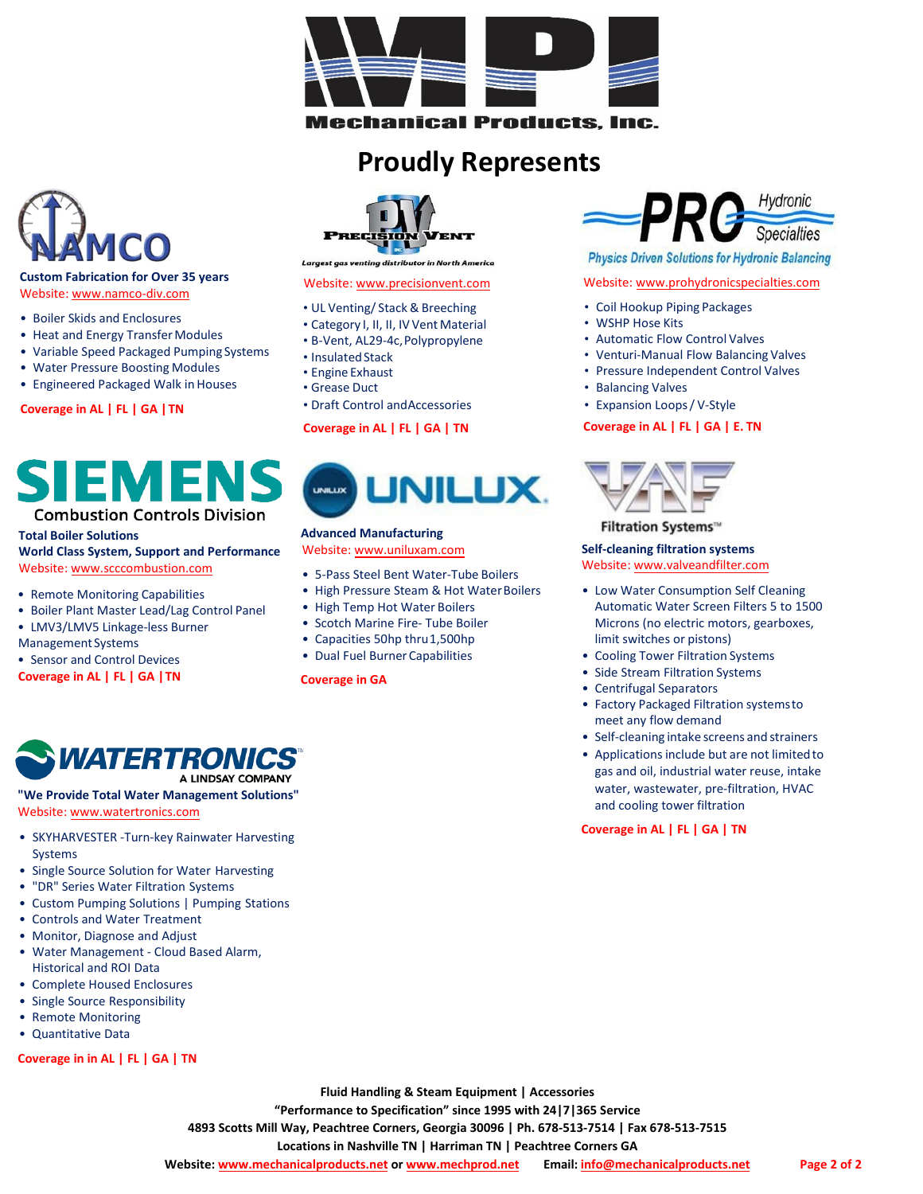# Mechanical Products, Inc.

## Proudly Represents

### NAMCO

**Custom Fabrication for Over 35 years**
Website: www.namco-div.com

- Boiler Skids and Enclosures
- Heat and Energy Transfer Modules
- Variable Speed Packaged Pumping Systems
- Water Pressure Boosting Modules
- Engineered Packaged Walk in Houses

**Coverage in AL | FL | GA | TN**

### Precision Vent

*Largest gas venting distributor in North America*

Website: www.precisionvent.com

- UL Venting/ Stack & Breeching
- Category I, II, II, IV Vent Material
- B-Vent, AL29-4c, Polypropylene
- Insulated Stack
- Engine Exhaust
- Grease Duct
- Draft Control and Accessories

**Coverage in AL | FL | GA | TN**

### PRO Hydronic Specialties

*Physics Driven Solutions for Hydronic Balancing*

Website: www.prohydronicspecialties.com

- Coil Hookup Piping Packages
- WSHP Hose Kits
- Automatic Flow Control Valves
- Venturi-Manual Flow Balancing Valves
- Pressure Independent Control Valves
- Balancing Valves
- Expansion Loops / V-Style

**Coverage in AL | FL | GA | E. TN**

### SIEMENS Combustion Controls Division

**Total Boiler Solutions**
**World Class System, Support and Performance**
Website: www.scccombustion.com

- Remote Monitoring Capabilities
- Boiler Plant Master Lead/Lag Control Panel
- LMV3/LMV5 Linkage-less Burner Management Systems
- Sensor and Control Devices

**Coverage in AL | FL | GA | TN**

### UNILUX

**Advanced Manufacturing**
Website: www.uniluxam.com

- 5-Pass Steel Bent Water-Tube Boilers
- High Pressure Steam & Hot Water Boilers
- High Temp Hot Water Boilers
- Scotch Marine Fire- Tube Boiler
- Capacities 50hp thru 1,500hp
- Dual Fuel Burner Capabilities

**Coverage in GA**

### VAF Filtration Systems™

**Self-cleaning filtration systems**
Website: www.valveandfilter.com

- Low Water Consumption Self Cleaning Automatic Water Screen Filters 5 to 1500 Microns (no electric motors, gearboxes, limit switches or pistons)
- Cooling Tower Filtration Systems
- Side Stream Filtration Systems
- Centrifugal Separators
- Factory Packaged Filtration systems to meet any flow demand
- Self-cleaning intake screens and strainers
- Applications include but are not limited to gas and oil, industrial water reuse, intake water, wastewater, pre-filtration, HVAC and cooling tower filtration

**Coverage in AL | FL | GA | TN**

### WATERTRONICS™ – A Lindsay Company

**"We Provide Total Water Management Solutions"**
Website: www.watertronics.com

- SKYHARVESTER -Turn-key Rainwater Harvesting Systems
- Single Source Solution for Water Harvesting
- "DR" Series Water Filtration Systems
- Custom Pumping Solutions | Pumping Stations
- Controls and Water Treatment
- Monitor, Diagnose and Adjust
- Water Management - Cloud Based Alarm, Historical and ROI Data
- Complete Housed Enclosures
- Single Source Responsibility
- Remote Monitoring
- Quantitative Data

**Coverage in in AL | FL | GA | TN**

**Fluid Handling & Steam Equipment | Accessories**
**"Performance to Specification" since 1995 with 24|7|365 Service**
**4893 Scotts Mill Way, Peachtree Corners, Georgia 30096 | Ph. 678-513-7514 | Fax 678-513-7515**
**Locations in Nashville TN | Harriman TN | Peachtree Corners GA**
**Website: www.mechanicalproducts.net or www.mechprod.net Email: info@mechanicalproducts.net**